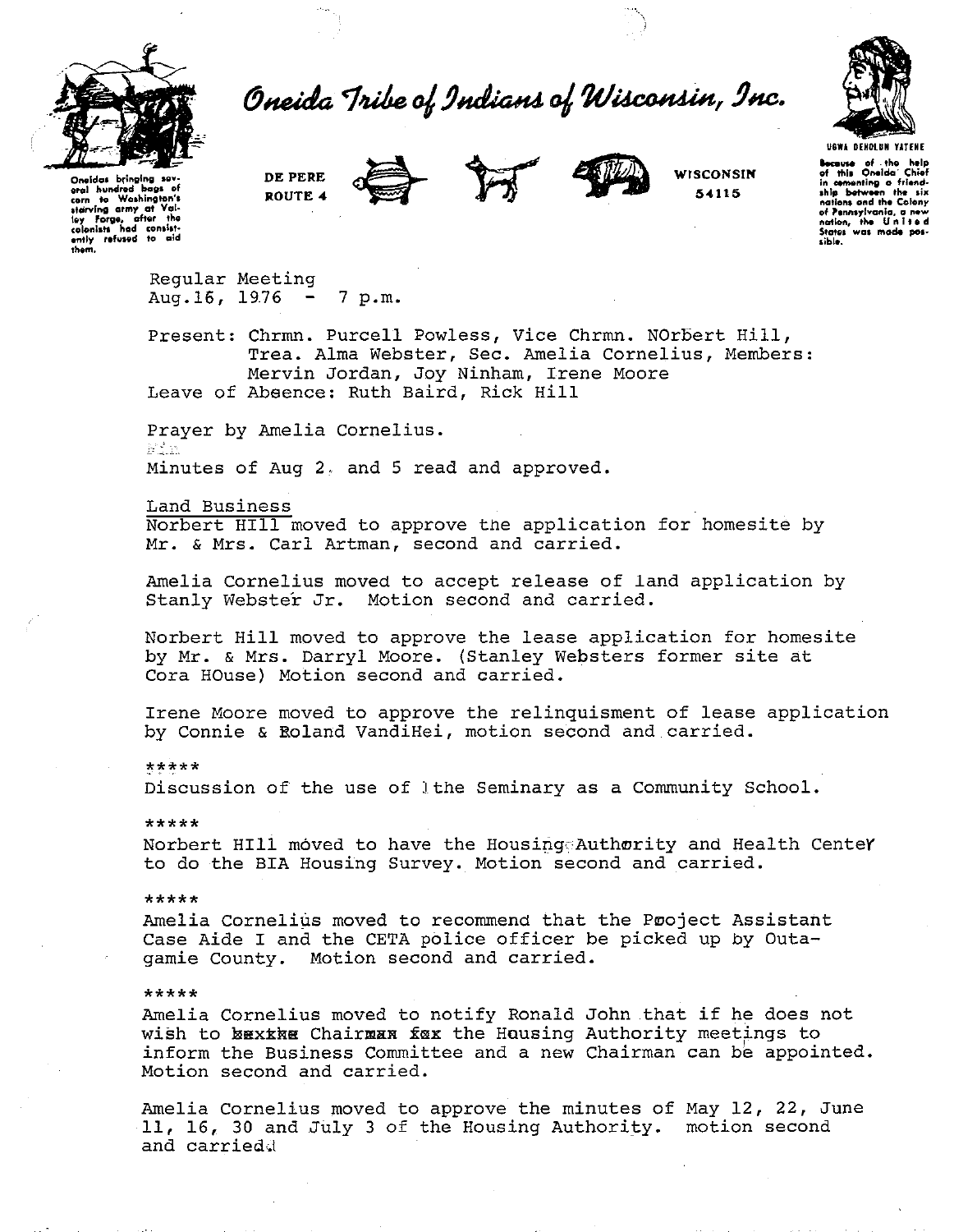# Oneida Tribe of Indians of Wisconsin, Inc.

Oneidas bringing several hundred bags of corn to Washington's starving army at Valley Forge, after the colonists had consistently refused to aid them.

DE PERE
ROUTE 4

WISCONSIN
54115

UGWA DEHOLUN YATEHE

Because of the help of this Oneida Chief in cementing a friendship between the six nations and the Colony of Pennsylvania, a new nation, the United States was made possible.

Regular Meeting
Aug.16, 1976 - 7 p.m.

Present: Chrmn. Purcell Powless, Vice Chrmn. NOrbert Hill, Trea. Alma Webster, Sec. Amelia Cornelius, Members: Mervin Jordan, Joy Ninham, Irene Moore
Leave of Absence: Ruth Baird, Rick Hill

Prayer by Amelia Cornelius.

Minutes of Aug 2. and 5 read and approved.

Land Business

Norbert HIll moved to approve the application for homesite by Mr. & Mrs. Carl Artman, second and carried.

Amelia Cornelius moved to accept release of land application by Stanly Webster Jr. Motion second and carried.

Norbert Hill moved to approve the lease application for homesite by Mr. & Mrs. Darryl Moore. (Stanley Websters former site at Cora HOuse) Motion second and carried.

Irene Moore moved to approve the relinquisment of lease application by Connie & Roland VandiHei, motion second and carried.

*****

Discussion of the use of the Seminary as a Community School.

*****

Norbert HIll moved to have the Housing Authority and Health Center to do the BIA Housing Survey. Motion second and carried.

*****

Amelia Cornelius moved to recommend that the Project Assistant Case Aide I and the CETA police officer be picked up by Outagamie County. Motion second and carried.

*****

Amelia Cornelius moved to notify Ronald John that if he does not wish to be the Chairman for the Housing Authority meetings to inform the Business Committee and a new Chairman can be appointed. Motion second and carried.

Amelia Cornelius moved to approve the minutes of May 12, 22, June 11, 16, 30 and July 3 of the Housing Authority. motion second and carried.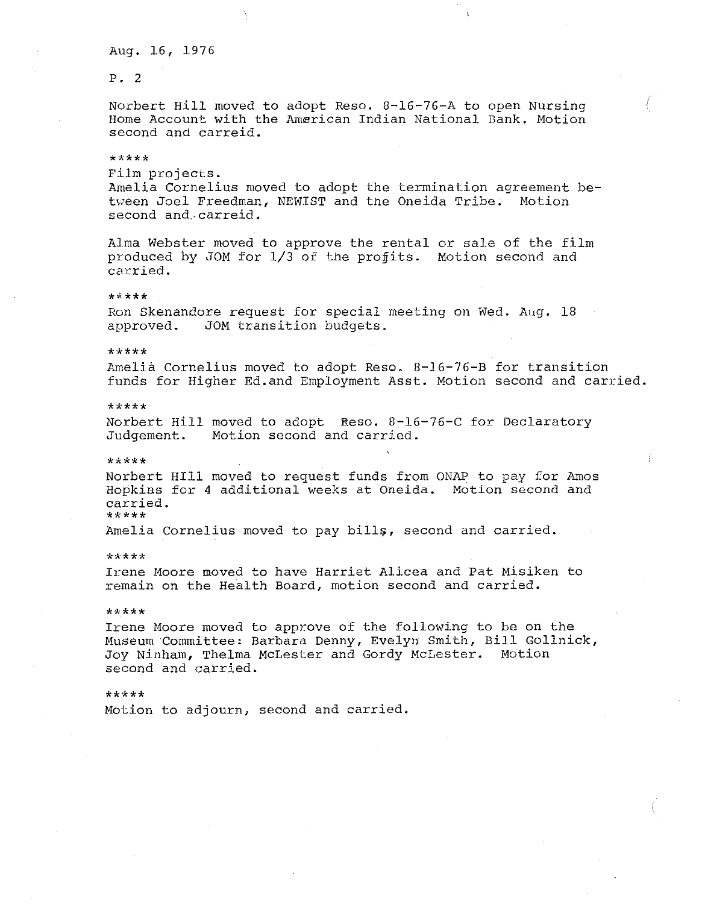Aug. 16, 1976

P. 2

Norbert Hill moved to adopt Reso. 8-16-76-A to open Nursing Home Account with the American Indian National Bank. Motion second and carreid.

*****

Film projects.
Amelia Cornelius moved to adopt the termination agreement between Joel Freedman, NEWIST and the Oneida Tribe. Motion second and carreid.

Alma Webster moved to approve the rental or sale of the film produced by JOM for 1/3 of the profits. Motion second and carried.

*****

Ron Skenandore request for special meeting on Wed. Aug. 18 approved. JOM transition budgets.

*****

Amelia Cornelius moved to adopt Reso. 8-16-76-B for transition funds for Higher Ed.and Employment Asst. Motion second and carried.

*****

Norbert Hill moved to adopt Reso. 8-16-76-C for Declaratory Judgement. Motion second and carried.

*****

Norbert HIll moved to request funds from ONAP to pay for Amos Hopkins for 4 additional weeks at Oneida. Motion second and carried.

*****

Amelia Cornelius moved to pay bills, second and carried.

*****

Irene Moore moved to have Harriet Alicea and Pat Misiken to remain on the Health Board, motion second and carried.

*****

Irene Moore moved to approve of the following to be on the Museum Committee: Barbara Denny, Evelyn Smith, Bill Gollnick, Joy Ninham, Thelma McLester and Gordy McLester. Motion second and carried.

*****

Motion to adjourn, second and carried.